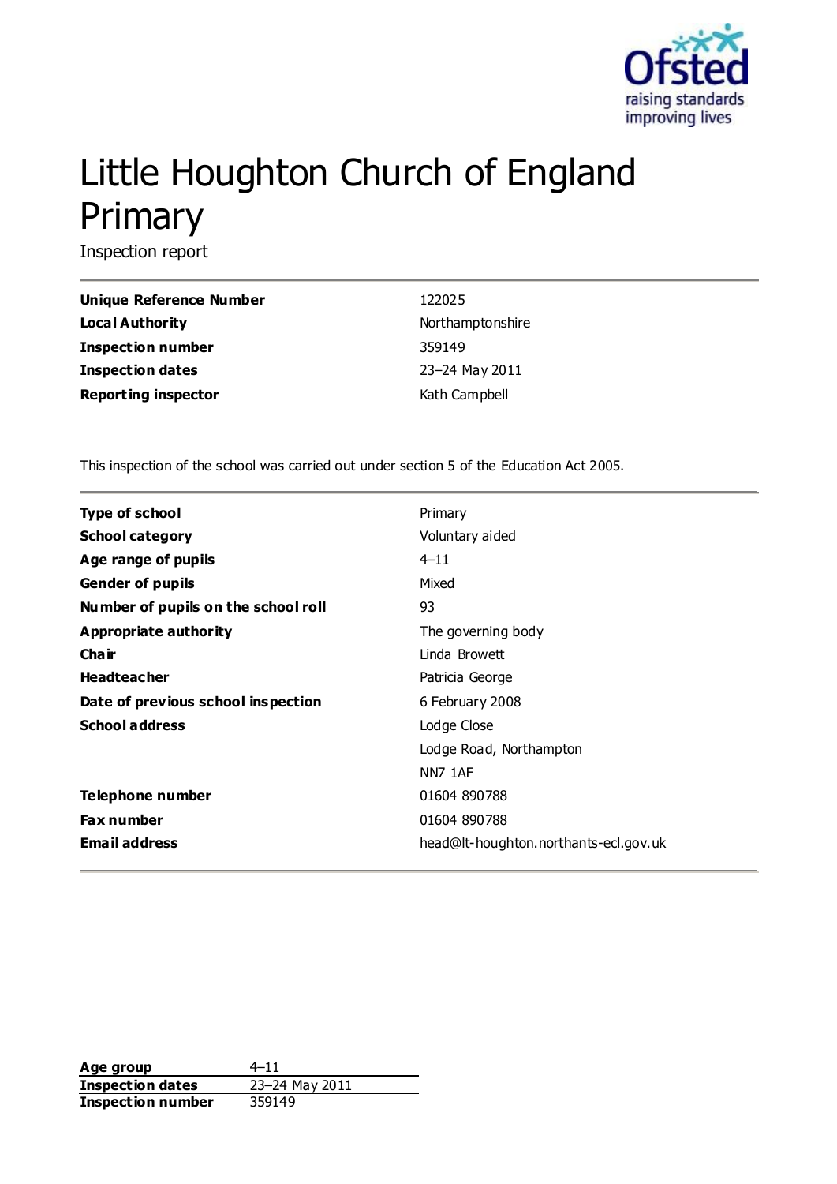# Little Houghton Church of England Primary

Inspection report

| | |
|---|---|
| **Unique Reference Number** | 122025 |
| **Local Authority** | Northamptonshire |
| **Inspection number** | 359149 |
| **Inspection dates** | 23–24 May 2011 |
| **Reporting inspector** | Kath Campbell |

This inspection of the school was carried out under section 5 of the Education Act 2005.

| | |
|---|---|
| **Type of school** | Primary |
| **School category** | Voluntary aided |
| **Age range of pupils** | 4–11 |
| **Gender of pupils** | Mixed |
| **Number of pupils on the school roll** | 93 |
| **Appropriate authority** | The governing body |
| **Chair** | Linda Browett |
| **Headteacher** | Patricia George |
| **Date of previous school inspection** | 6 February 2008 |
| **School address** | Lodge Close<br>Lodge Road, Northampton<br>NN7 1AF |
| **Telephone number** | 01604 890788 |
| **Fax number** | 01604 890788 |
| **Email address** | head@lt-houghton.northants-ecl.gov.uk |

| | |
|---|---|
| **Age group** | 4–11 |
| **Inspection dates** | 23–24 May 2011 |
| **Inspection number** | 359149 |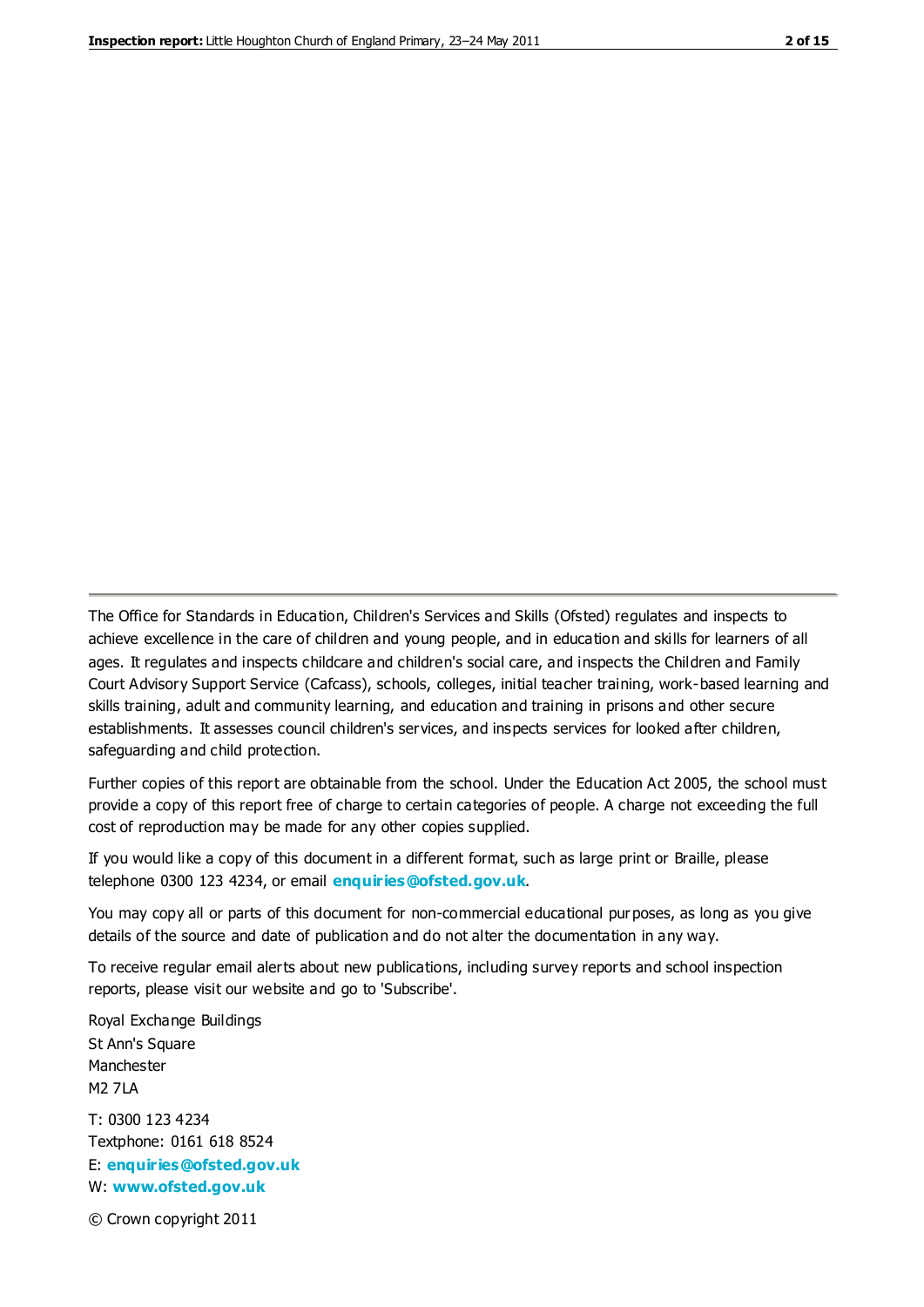The Office for Standards in Education, Children's Services and Skills (Ofsted) regulates and inspects to achieve excellence in the care of children and young people, and in education and skills for learners of all ages. It regulates and inspects childcare and children's social care, and inspects the Children and Family Court Advisory Support Service (Cafcass), schools, colleges, initial teacher training, work-based learning and skills training, adult and community learning, and education and training in prisons and other secure establishments. It assesses council children's services, and inspects services for looked after children, safeguarding and child protection.

Further copies of this report are obtainable from the school. Under the Education Act 2005, the school must provide a copy of this report free of charge to certain categories of people. A charge not exceeding the full cost of reproduction may be made for any other copies supplied.

If you would like a copy of this document in a different format, such as large print or Braille, please telephone 0300 123 4234, or email **enquiries@ofsted.gov.uk**.

You may copy all or parts of this document for non-commercial educational purposes, as long as you give details of the source and date of publication and do not alter the documentation in any way.

To receive regular email alerts about new publications, including survey reports and school inspection reports, please visit our website and go to 'Subscribe'.

Royal Exchange Buildings
St Ann's Square
Manchester
M2 7LA

T: 0300 123 4234
Textphone: 0161 618 8524
E: **enquiries@ofsted.gov.uk**
W: **www.ofsted.gov.uk**

© Crown copyright 2011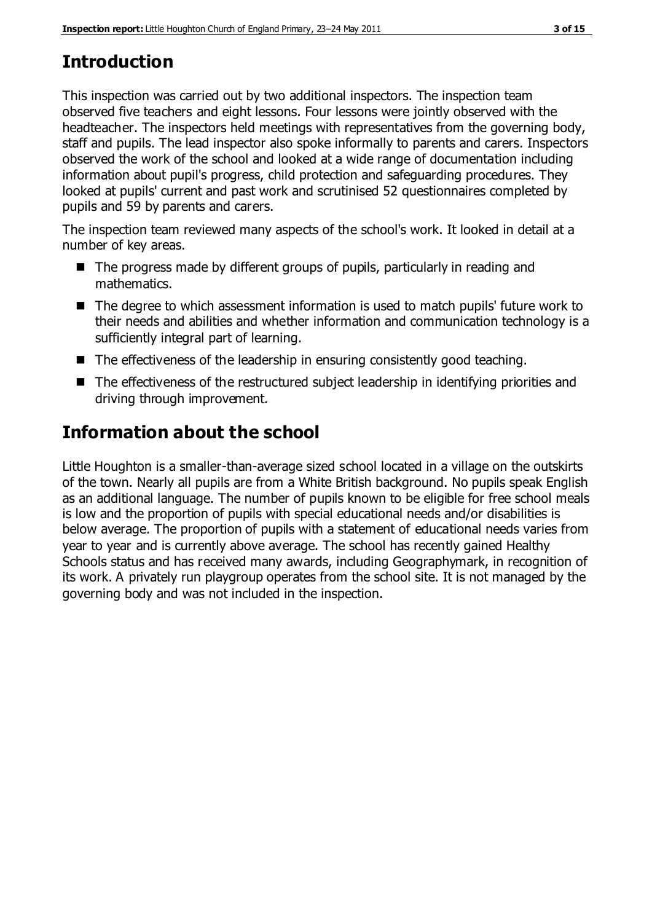## Introduction

This inspection was carried out by two additional inspectors. The inspection team observed five teachers and eight lessons. Four lessons were jointly observed with the headteacher. The inspectors held meetings with representatives from the governing body, staff and pupils. The lead inspector also spoke informally to parents and carers. Inspectors observed the work of the school and looked at a wide range of documentation including information about pupil's progress, child protection and safeguarding procedures. They looked at pupils' current and past work and scrutinised 52 questionnaires completed by pupils and 59 by parents and carers.

The inspection team reviewed many aspects of the school's work. It looked in detail at a number of key areas.

- The progress made by different groups of pupils, particularly in reading and mathematics.
- The degree to which assessment information is used to match pupils' future work to their needs and abilities and whether information and communication technology is a sufficiently integral part of learning.
- The effectiveness of the leadership in ensuring consistently good teaching.
- The effectiveness of the restructured subject leadership in identifying priorities and driving through improvement.

## Information about the school

Little Houghton is a smaller-than-average sized school located in a village on the outskirts of the town. Nearly all pupils are from a White British background. No pupils speak English as an additional language. The number of pupils known to be eligible for free school meals is low and the proportion of pupils with special educational needs and/or disabilities is below average. The proportion of pupils with a statement of educational needs varies from year to year and is currently above average. The school has recently gained Healthy Schools status and has received many awards, including Geographymark, in recognition of its work. A privately run playgroup operates from the school site. It is not managed by the governing body and was not included in the inspection.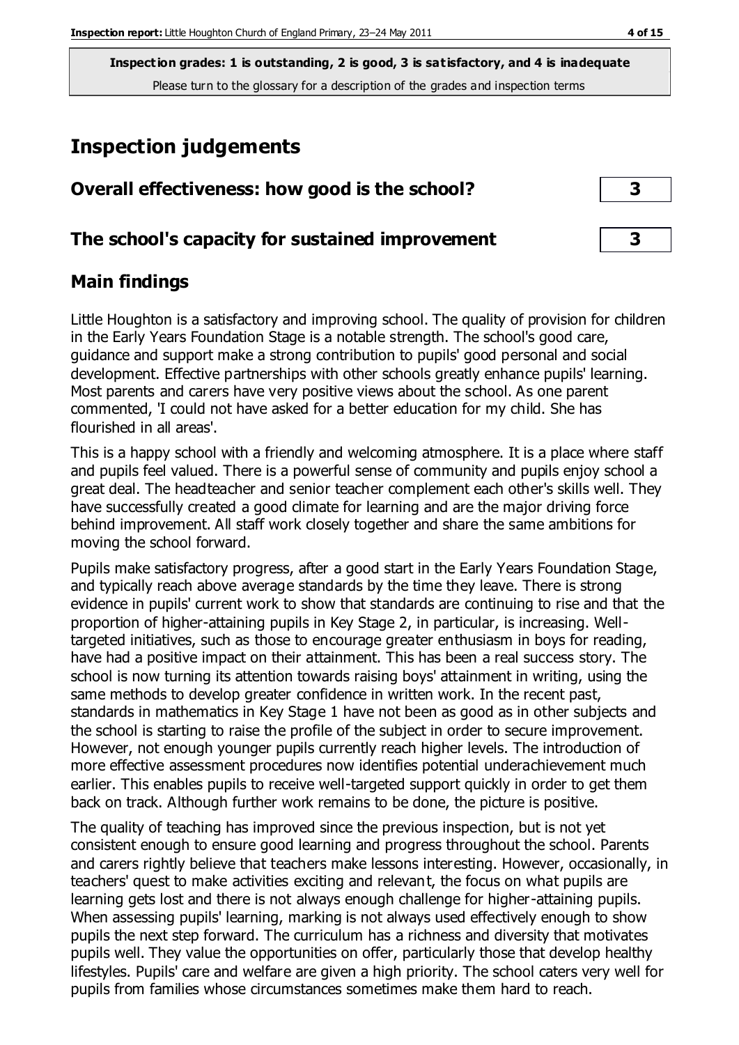**Inspection grades: 1 is outstanding, 2 is good, 3 is satisfactory, and 4 is inadequate**
Please turn to the glossary for a description of the grades and inspection terms

# Inspection judgements

| | |
|---|---|
| **Overall effectiveness: how good is the school?** | **3** |
| **The school's capacity for sustained improvement** | **3** |

## Main findings

Little Houghton is a satisfactory and improving school. The quality of provision for children in the Early Years Foundation Stage is a notable strength. The school's good care, guidance and support make a strong contribution to pupils' good personal and social development. Effective partnerships with other schools greatly enhance pupils' learning. Most parents and carers have very positive views about the school. As one parent commented, 'I could not have asked for a better education for my child. She has flourished in all areas'.

This is a happy school with a friendly and welcoming atmosphere. It is a place where staff and pupils feel valued. There is a powerful sense of community and pupils enjoy school a great deal. The headteacher and senior teacher complement each other's skills well. They have successfully created a good climate for learning and are the major driving force behind improvement. All staff work closely together and share the same ambitions for moving the school forward.

Pupils make satisfactory progress, after a good start in the Early Years Foundation Stage, and typically reach above average standards by the time they leave. There is strong evidence in pupils' current work to show that standards are continuing to rise and that the proportion of higher-attaining pupils in Key Stage 2, in particular, is increasing. Well-targeted initiatives, such as those to encourage greater enthusiasm in boys for reading, have had a positive impact on their attainment. This has been a real success story. The school is now turning its attention towards raising boys' attainment in writing, using the same methods to develop greater confidence in written work. In the recent past, standards in mathematics in Key Stage 1 have not been as good as in other subjects and the school is starting to raise the profile of the subject in order to secure improvement. However, not enough younger pupils currently reach higher levels. The introduction of more effective assessment procedures now identifies potential underachievement much earlier. This enables pupils to receive well-targeted support quickly in order to get them back on track. Although further work remains to be done, the picture is positive.

The quality of teaching has improved since the previous inspection, but is not yet consistent enough to ensure good learning and progress throughout the school. Parents and carers rightly believe that teachers make lessons interesting. However, occasionally, in teachers' quest to make activities exciting and relevant, the focus on what pupils are learning gets lost and there is not always enough challenge for higher-attaining pupils. When assessing pupils' learning, marking is not always used effectively enough to show pupils the next step forward. The curriculum has a richness and diversity that motivates pupils well. They value the opportunities on offer, particularly those that develop healthy lifestyles. Pupils' care and welfare are given a high priority. The school caters very well for pupils from families whose circumstances sometimes make them hard to reach.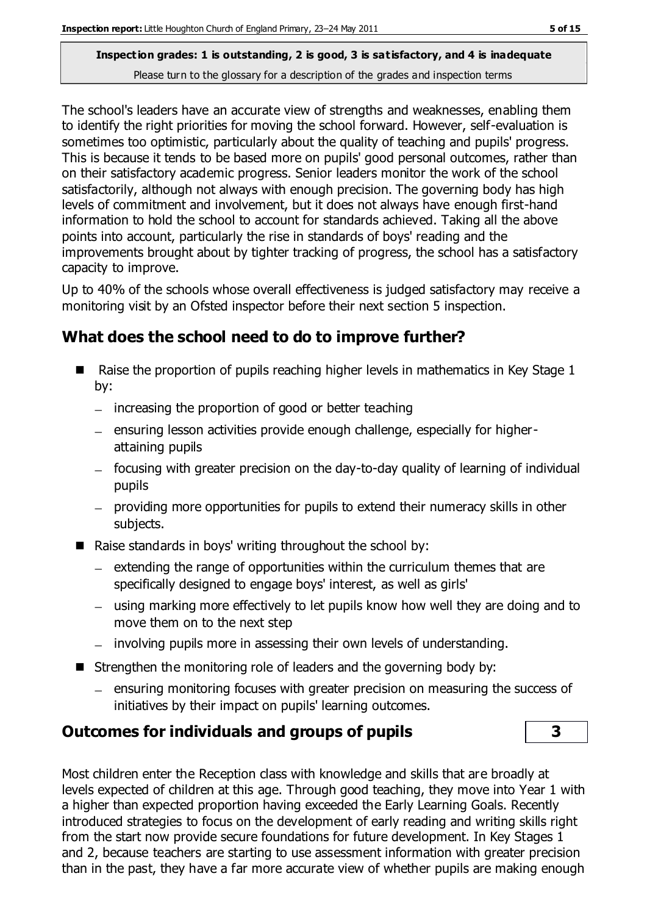The school's leaders have an accurate view of strengths and weaknesses, enabling them to identify the right priorities for moving the school forward. However, self-evaluation is sometimes too optimistic, particularly about the quality of teaching and pupils' progress. This is because it tends to be based more on pupils' good personal outcomes, rather than on their satisfactory academic progress. Senior leaders monitor the work of the school satisfactorily, although not always with enough precision. The governing body has high levels of commitment and involvement, but it does not always have enough first-hand information to hold the school to account for standards achieved. Taking all the above points into account, particularly the rise in standards of boys' reading and the improvements brought about by tighter tracking of progress, the school has a satisfactory capacity to improve.

Up to 40% of the schools whose overall effectiveness is judged satisfactory may receive a monitoring visit by an Ofsted inspector before their next section 5 inspection.

## What does the school need to do to improve further?

- Raise the proportion of pupils reaching higher levels in mathematics in Key Stage 1 by:
  - increasing the proportion of good or better teaching
  - ensuring lesson activities provide enough challenge, especially for higher-attaining pupils
  - focusing with greater precision on the day-to-day quality of learning of individual pupils
  - providing more opportunities for pupils to extend their numeracy skills in other subjects.
- Raise standards in boys' writing throughout the school by:
  - extending the range of opportunities within the curriculum themes that are specifically designed to engage boys' interest, as well as girls'
  - using marking more effectively to let pupils know how well they are doing and to move them on to the next step
  - involving pupils more in assessing their own levels of understanding.
- Strengthen the monitoring role of leaders and the governing body by:
  - ensuring monitoring focuses with greater precision on measuring the success of initiatives by their impact on pupils' learning outcomes.

## Outcomes for individuals and groups of pupils — 3

Most children enter the Reception class with knowledge and skills that are broadly at levels expected of children at this age. Through good teaching, they move into Year 1 with a higher than expected proportion having exceeded the Early Learning Goals. Recently introduced strategies to focus on the development of early reading and writing skills right from the start now provide secure foundations for future development. In Key Stages 1 and 2, because teachers are starting to use assessment information with greater precision than in the past, they have a far more accurate view of whether pupils are making enough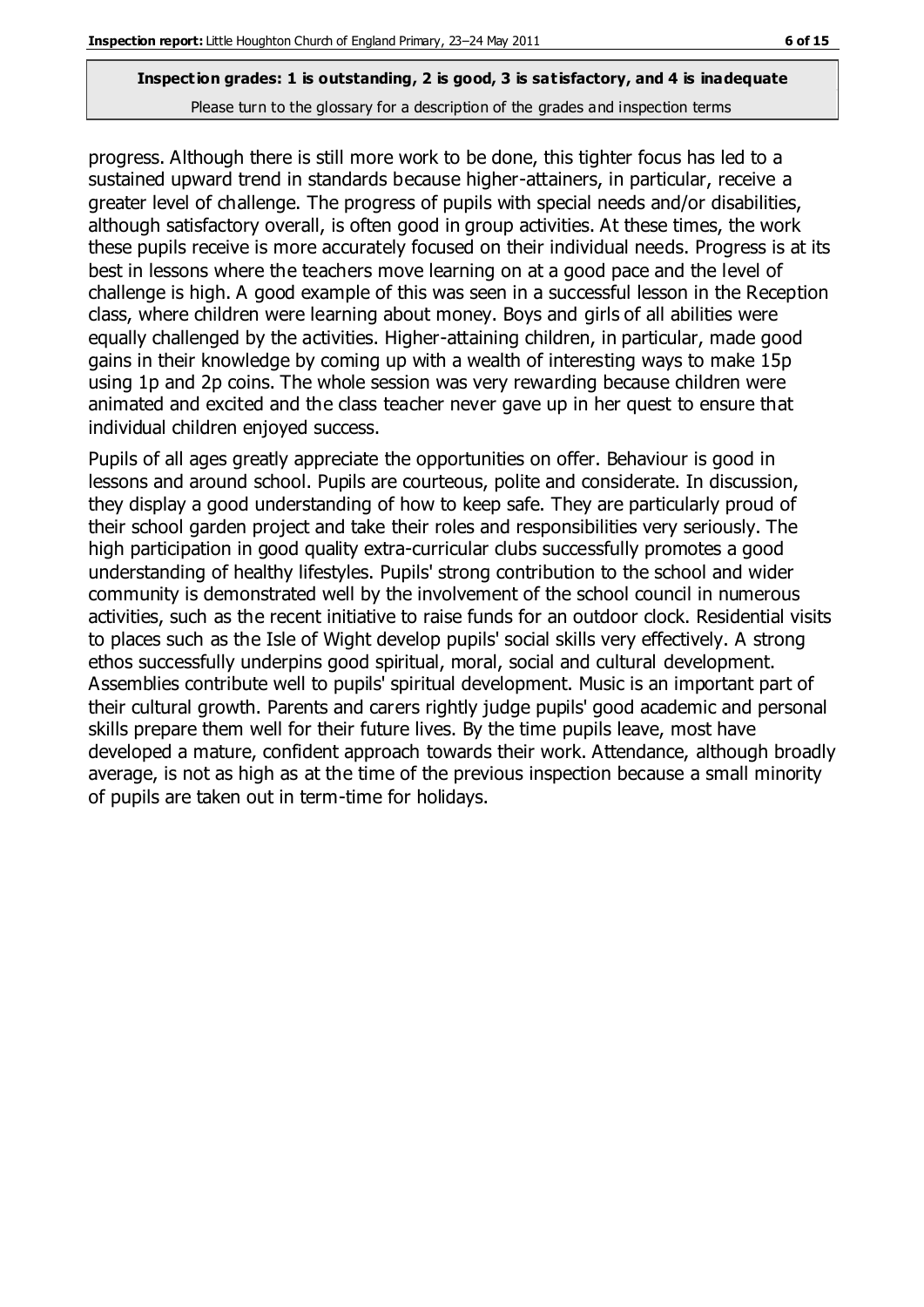progress. Although there is still more work to be done, this tighter focus has led to a sustained upward trend in standards because higher-attainers, in particular, receive a greater level of challenge. The progress of pupils with special needs and/or disabilities, although satisfactory overall, is often good in group activities. At these times, the work these pupils receive is more accurately focused on their individual needs. Progress is at its best in lessons where the teachers move learning on at a good pace and the level of challenge is high. A good example of this was seen in a successful lesson in the Reception class, where children were learning about money. Boys and girls of all abilities were equally challenged by the activities. Higher-attaining children, in particular, made good gains in their knowledge by coming up with a wealth of interesting ways to make 15p using 1p and 2p coins. The whole session was very rewarding because children were animated and excited and the class teacher never gave up in her quest to ensure that individual children enjoyed success.

Pupils of all ages greatly appreciate the opportunities on offer. Behaviour is good in lessons and around school. Pupils are courteous, polite and considerate. In discussion, they display a good understanding of how to keep safe. They are particularly proud of their school garden project and take their roles and responsibilities very seriously. The high participation in good quality extra-curricular clubs successfully promotes a good understanding of healthy lifestyles. Pupils' strong contribution to the school and wider community is demonstrated well by the involvement of the school council in numerous activities, such as the recent initiative to raise funds for an outdoor clock. Residential visits to places such as the Isle of Wight develop pupils' social skills very effectively. A strong ethos successfully underpins good spiritual, moral, social and cultural development. Assemblies contribute well to pupils' spiritual development. Music is an important part of their cultural growth. Parents and carers rightly judge pupils' good academic and personal skills prepare them well for their future lives. By the time pupils leave, most have developed a mature, confident approach towards their work. Attendance, although broadly average, is not as high as at the time of the previous inspection because a small minority of pupils are taken out in term-time for holidays.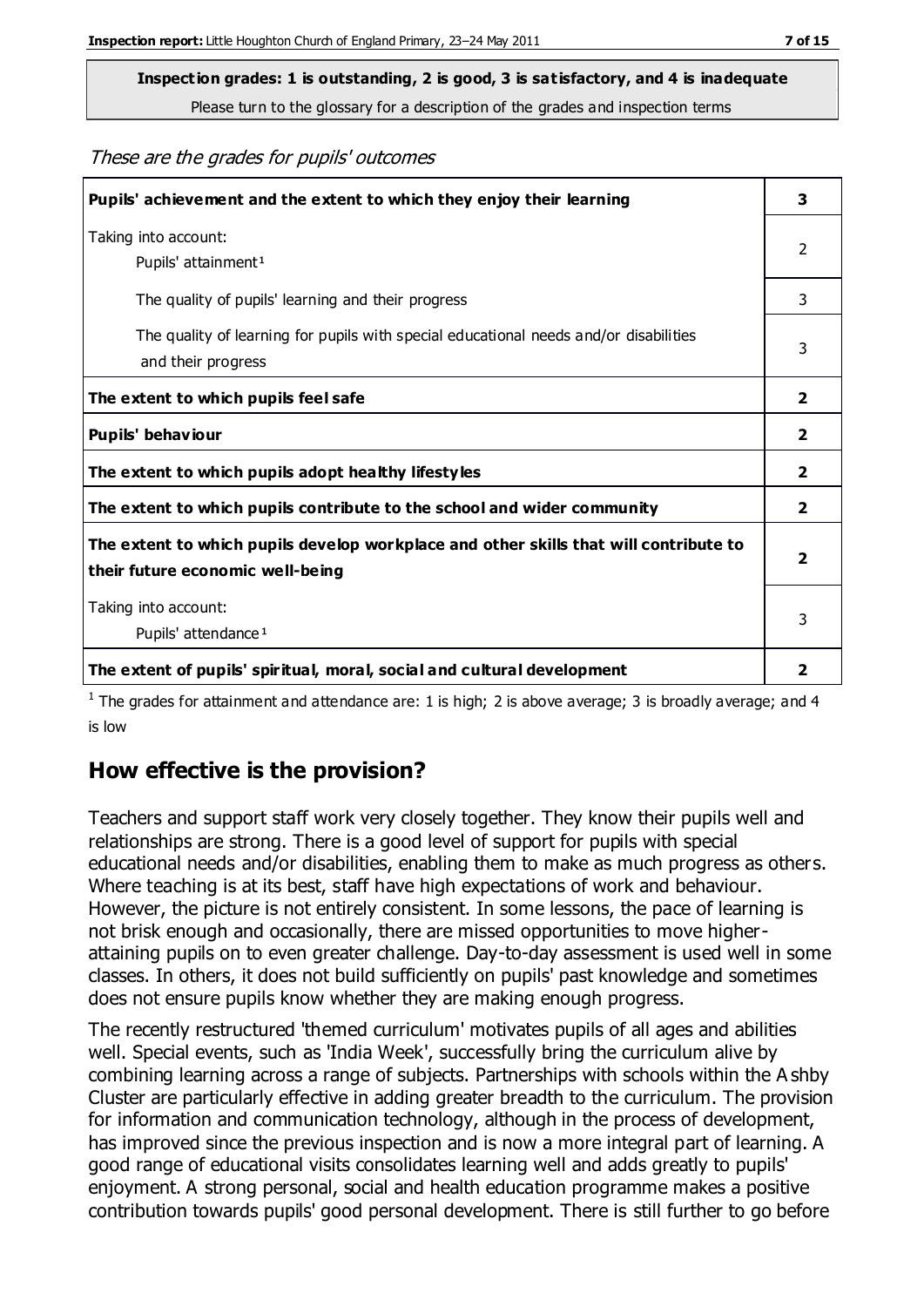**Inspection grades: 1 is outstanding, 2 is good, 3 is satisfactory, and 4 is inadequate**

Please turn to the glossary for a description of the grades and inspection terms

*These are the grades for pupils' outcomes*

| | |
|---|---|
| **Pupils' achievement and the extent to which they enjoy their learning** | **3** |
| Taking into account: Pupils' attainment[1] | 2 |
| The quality of pupils' learning and their progress | 3 |
| The quality of learning for pupils with special educational needs and/or disabilities and their progress | 3 |
| **The extent to which pupils feel safe** | **2** |
| **Pupils' behaviour** | **2** |
| **The extent to which pupils adopt healthy lifestyles** | **2** |
| **The extent to which pupils contribute to the school and wider community** | **2** |
| **The extent to which pupils develop workplace and other skills that will contribute to their future economic well-being** | **2** |
| Taking into account: Pupils' attendance[1] | 3 |
| **The extent of pupils' spiritual, moral, social and cultural development** | **2** |

[1] The grades for attainment and attendance are: 1 is high; 2 is above average; 3 is broadly average; and 4 is low

## How effective is the provision?

Teachers and support staff work very closely together. They know their pupils well and relationships are strong. There is a good level of support for pupils with special educational needs and/or disabilities, enabling them to make as much progress as others. Where teaching is at its best, staff have high expectations of work and behaviour. However, the picture is not entirely consistent. In some lessons, the pace of learning is not brisk enough and occasionally, there are missed opportunities to move higher-attaining pupils on to even greater challenge. Day-to-day assessment is used well in some classes. In others, it does not build sufficiently on pupils' past knowledge and sometimes does not ensure pupils know whether they are making enough progress.

The recently restructured 'themed curriculum' motivates pupils of all ages and abilities well. Special events, such as 'India Week', successfully bring the curriculum alive by combining learning across a range of subjects. Partnerships with schools within the Ashby Cluster are particularly effective in adding greater breadth to the curriculum. The provision for information and communication technology, although in the process of development, has improved since the previous inspection and is now a more integral part of learning. A good range of educational visits consolidates learning well and adds greatly to pupils' enjoyment. A strong personal, social and health education programme makes a positive contribution towards pupils' good personal development. There is still further to go before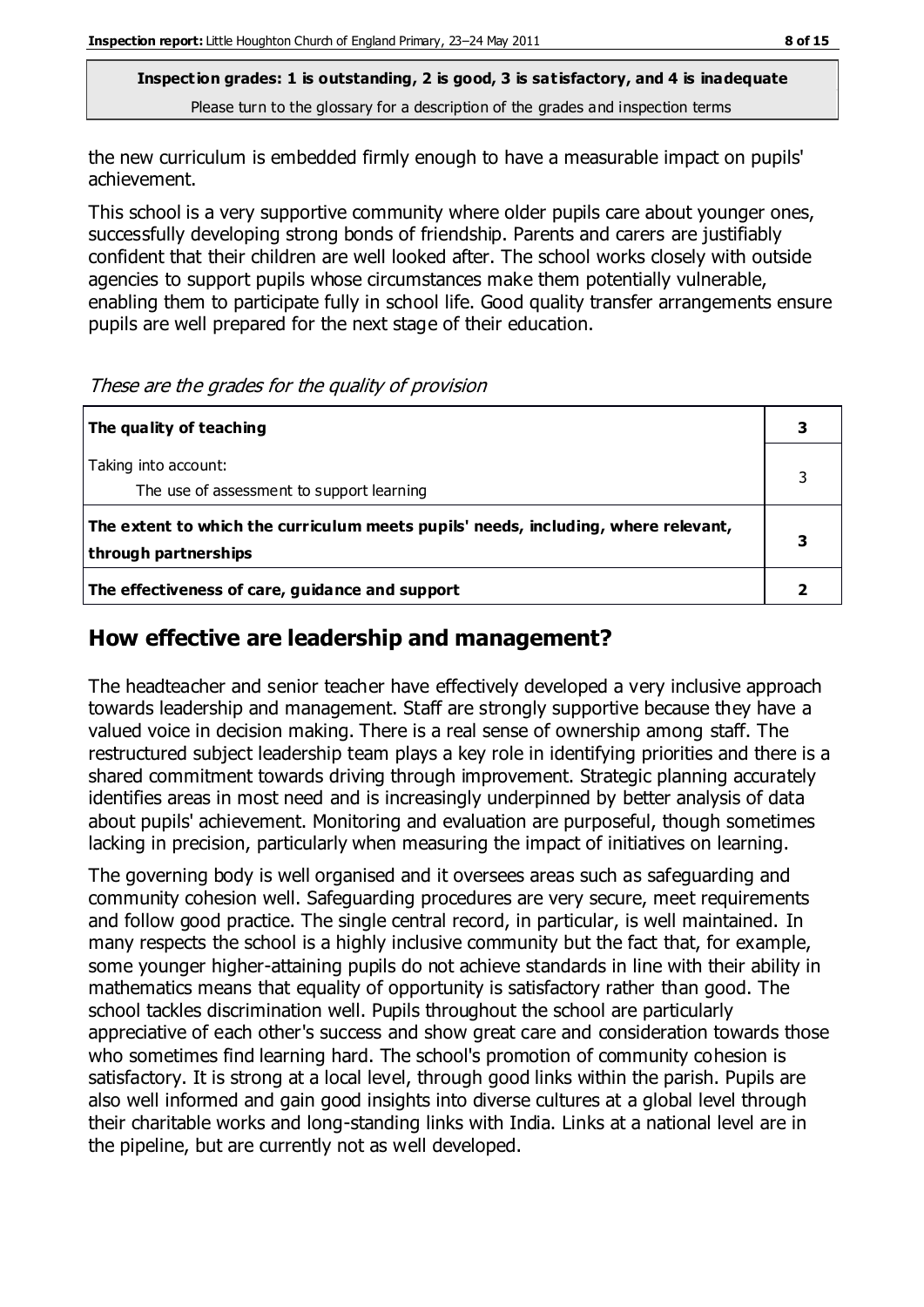the new curriculum is embedded firmly enough to have a measurable impact on pupils' achievement.

This school is a very supportive community where older pupils care about younger ones, successfully developing strong bonds of friendship. Parents and carers are justifiably confident that their children are well looked after. The school works closely with outside agencies to support pupils whose circumstances make them potentially vulnerable, enabling them to participate fully in school life. Good quality transfer arrangements ensure pupils are well prepared for the next stage of their education.

*These are the grades for the quality of provision*

| | |
|---|---|
| **The quality of teaching** | **3** |
| Taking into account:<br>The use of assessment to support learning | 3 |
| **The extent to which the curriculum meets pupils' needs, including, where relevant, through partnerships** | **3** |
| **The effectiveness of care, guidance and support** | **2** |

## How effective are leadership and management?

The headteacher and senior teacher have effectively developed a very inclusive approach towards leadership and management. Staff are strongly supportive because they have a valued voice in decision making. There is a real sense of ownership among staff. The restructured subject leadership team plays a key role in identifying priorities and there is a shared commitment towards driving through improvement. Strategic planning accurately identifies areas in most need and is increasingly underpinned by better analysis of data about pupils' achievement. Monitoring and evaluation are purposeful, though sometimes lacking in precision, particularly when measuring the impact of initiatives on learning.

The governing body is well organised and it oversees areas such as safeguarding and community cohesion well. Safeguarding procedures are very secure, meet requirements and follow good practice. The single central record, in particular, is well maintained. In many respects the school is a highly inclusive community but the fact that, for example, some younger higher-attaining pupils do not achieve standards in line with their ability in mathematics means that equality of opportunity is satisfactory rather than good. The school tackles discrimination well. Pupils throughout the school are particularly appreciative of each other's success and show great care and consideration towards those who sometimes find learning hard. The school's promotion of community cohesion is satisfactory. It is strong at a local level, through good links within the parish. Pupils are also well informed and gain good insights into diverse cultures at a global level through their charitable works and long-standing links with India. Links at a national level are in the pipeline, but are currently not as well developed.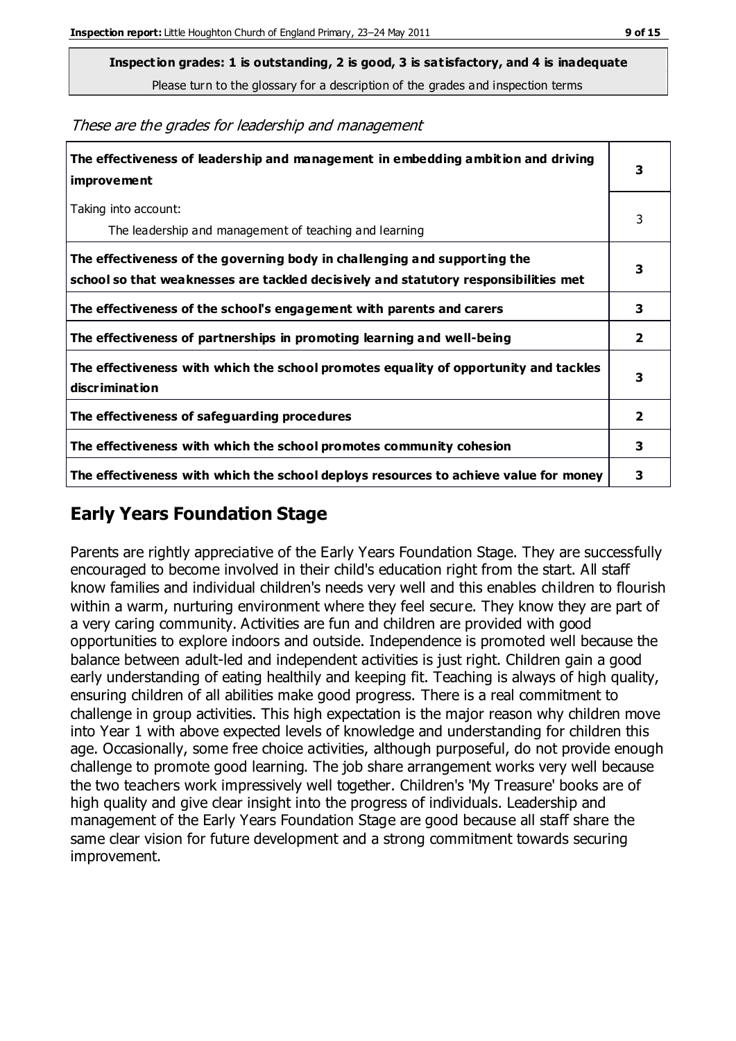**Inspection grades: 1 is outstanding, 2 is good, 3 is satisfactory, and 4 is inadequate**

Please turn to the glossary for a description of the grades and inspection terms

*These are the grades for leadership and management*

| | |
|---|---|
| **The effectiveness of leadership and management in embedding ambition and driving improvement** | **3** |
| Taking into account:<br>The leadership and management of teaching and learning | 3 |
| **The effectiveness of the governing body in challenging and supporting the school so that weaknesses are tackled decisively and statutory responsibilities met** | **3** |
| **The effectiveness of the school's engagement with parents and carers** | **3** |
| **The effectiveness of partnerships in promoting learning and well-being** | **2** |
| **The effectiveness with which the school promotes equality of opportunity and tackles discrimination** | **3** |
| **The effectiveness of safeguarding procedures** | **2** |
| **The effectiveness with which the school promotes community cohesion** | **3** |
| **The effectiveness with which the school deploys resources to achieve value for money** | **3** |

## Early Years Foundation Stage

Parents are rightly appreciative of the Early Years Foundation Stage. They are successfully encouraged to become involved in their child's education right from the start. All staff know families and individual children's needs very well and this enables children to flourish within a warm, nurturing environment where they feel secure. They know they are part of a very caring community. Activities are fun and children are provided with good opportunities to explore indoors and outside. Independence is promoted well because the balance between adult-led and independent activities is just right. Children gain a good early understanding of eating healthily and keeping fit. Teaching is always of high quality, ensuring children of all abilities make good progress. There is a real commitment to challenge in group activities. This high expectation is the major reason why children move into Year 1 with above expected levels of knowledge and understanding for children this age. Occasionally, some free choice activities, although purposeful, do not provide enough challenge to promote good learning. The job share arrangement works very well because the two teachers work impressively well together. Children's 'My Treasure' books are of high quality and give clear insight into the progress of individuals. Leadership and management of the Early Years Foundation Stage are good because all staff share the same clear vision for future development and a strong commitment towards securing improvement.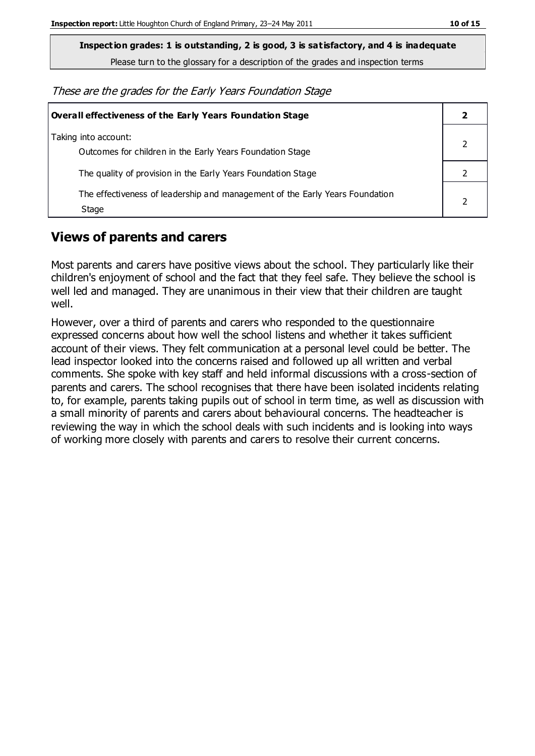**Inspection grades: 1 is outstanding, 2 is good, 3 is satisfactory, and 4 is inadequate**

Please turn to the glossary for a description of the grades and inspection terms

*These are the grades for the Early Years Foundation Stage*

| **Overall effectiveness of the Early Years Foundation Stage** | **2** |
|---|---|
| Taking into account:<br>Outcomes for children in the Early Years Foundation Stage | 2 |
| The quality of provision in the Early Years Foundation Stage | 2 |
| The effectiveness of leadership and management of the Early Years Foundation Stage | 2 |

## Views of parents and carers

Most parents and carers have positive views about the school. They particularly like their children's enjoyment of school and the fact that they feel safe. They believe the school is well led and managed. They are unanimous in their view that their children are taught well.

However, over a third of parents and carers who responded to the questionnaire expressed concerns about how well the school listens and whether it takes sufficient account of their views. They felt communication at a personal level could be better. The lead inspector looked into the concerns raised and followed up all written and verbal comments. She spoke with key staff and held informal discussions with a cross-section of parents and carers. The school recognises that there have been isolated incidents relating to, for example, parents taking pupils out of school in term time, as well as discussion with a small minority of parents and carers about behavioural concerns. The headteacher is reviewing the way in which the school deals with such incidents and is looking into ways of working more closely with parents and carers to resolve their current concerns.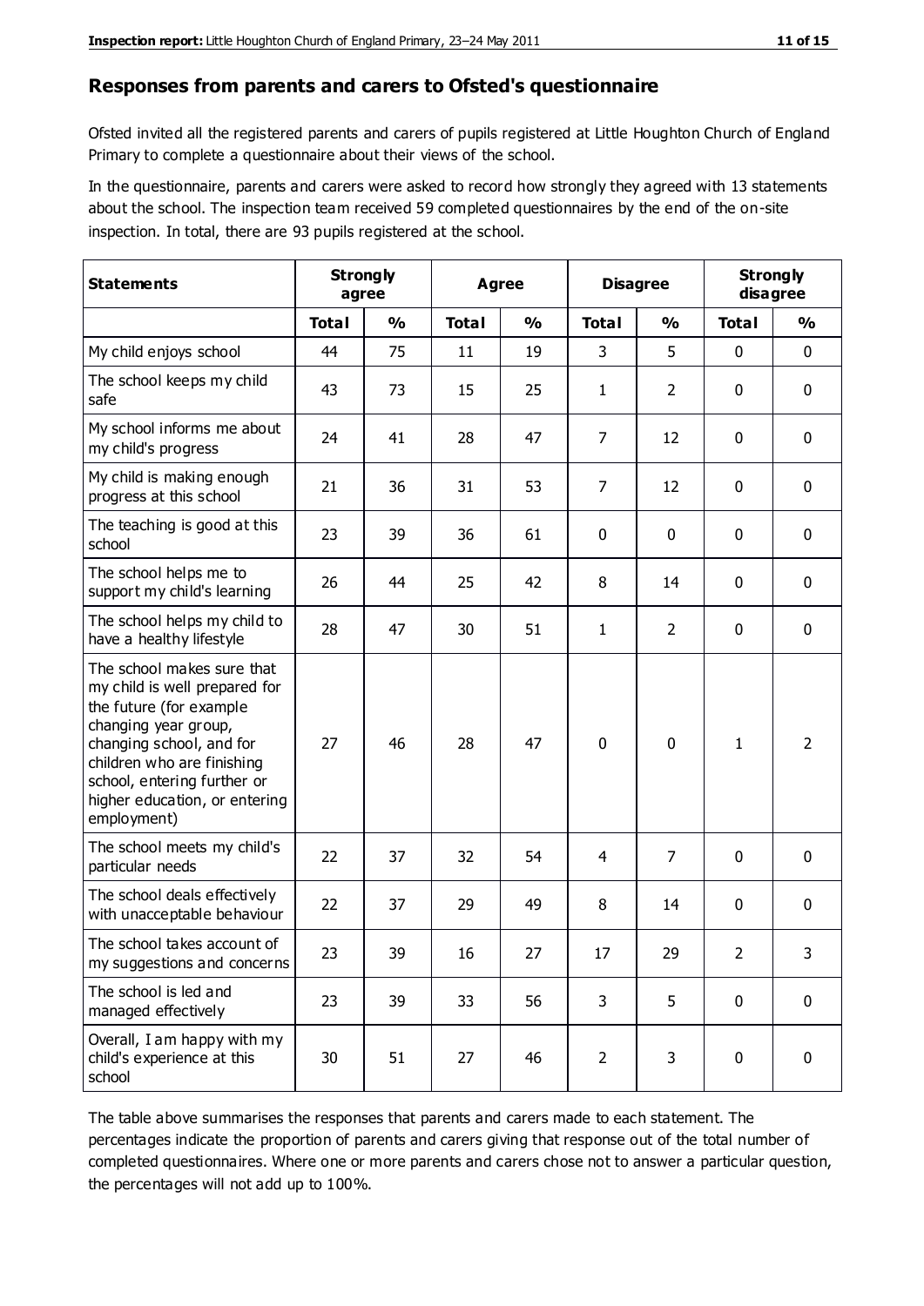## Responses from parents and carers to Ofsted's questionnaire

Ofsted invited all the registered parents and carers of pupils registered at Little Houghton Church of England Primary to complete a questionnaire about their views of the school.

In the questionnaire, parents and carers were asked to record how strongly they agreed with 13 statements about the school. The inspection team received 59 completed questionnaires by the end of the on-site inspection. In total, there are 93 pupils registered at the school.

| Statements | Strongly agree | | Agree | | Disagree | | Strongly disagree | |
|---|---|---|---|---|---|---|---|---|
| | Total | % | Total | % | Total | % | Total | % |
| My child enjoys school | 44 | 75 | 11 | 19 | 3 | 5 | 0 | 0 |
| The school keeps my child safe | 43 | 73 | 15 | 25 | 1 | 2 | 0 | 0 |
| My school informs me about my child's progress | 24 | 41 | 28 | 47 | 7 | 12 | 0 | 0 |
| My child is making enough progress at this school | 21 | 36 | 31 | 53 | 7 | 12 | 0 | 0 |
| The teaching is good at this school | 23 | 39 | 36 | 61 | 0 | 0 | 0 | 0 |
| The school helps me to support my child's learning | 26 | 44 | 25 | 42 | 8 | 14 | 0 | 0 |
| The school helps my child to have a healthy lifestyle | 28 | 47 | 30 | 51 | 1 | 2 | 0 | 0 |
| The school makes sure that my child is well prepared for the future (for example changing year group, changing school, and for children who are finishing school, entering further or higher education, or entering employment) | 27 | 46 | 28 | 47 | 0 | 0 | 1 | 2 |
| The school meets my child's particular needs | 22 | 37 | 32 | 54 | 4 | 7 | 0 | 0 |
| The school deals effectively with unacceptable behaviour | 22 | 37 | 29 | 49 | 8 | 14 | 0 | 0 |
| The school takes account of my suggestions and concerns | 23 | 39 | 16 | 27 | 17 | 29 | 2 | 3 |
| The school is led and managed effectively | 23 | 39 | 33 | 56 | 3 | 5 | 0 | 0 |
| Overall, I am happy with my child's experience at this school | 30 | 51 | 27 | 46 | 2 | 3 | 0 | 0 |

The table above summarises the responses that parents and carers made to each statement. The percentages indicate the proportion of parents and carers giving that response out of the total number of completed questionnaires. Where one or more parents and carers chose not to answer a particular question, the percentages will not add up to 100%.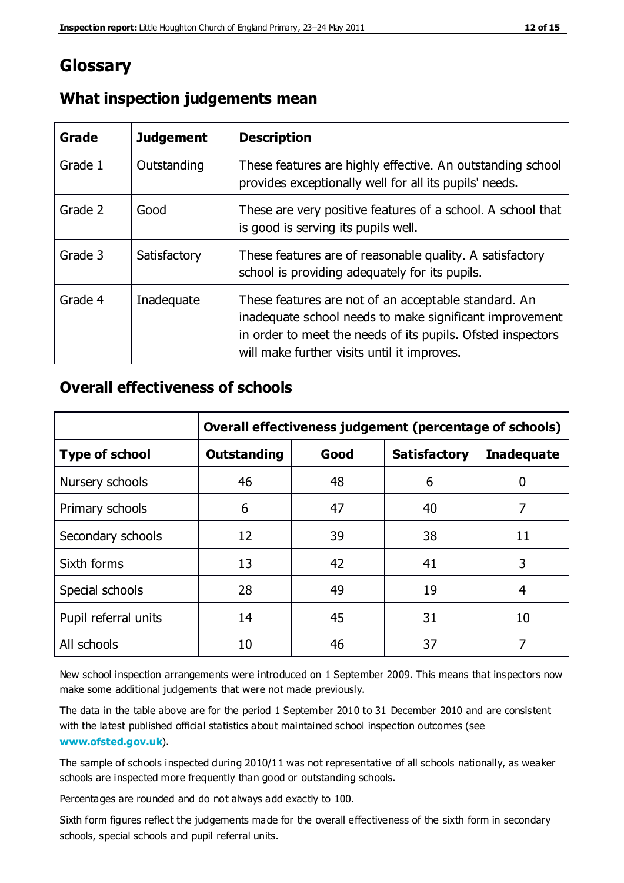# Glossary

## What inspection judgements mean

| Grade | Judgement | Description |
|---|---|---|
| Grade 1 | Outstanding | These features are highly effective. An outstanding school provides exceptionally well for all its pupils' needs. |
| Grade 2 | Good | These are very positive features of a school. A school that is good is serving its pupils well. |
| Grade 3 | Satisfactory | These features are of reasonable quality. A satisfactory school is providing adequately for its pupils. |
| Grade 4 | Inadequate | These features are not of an acceptable standard. An inadequate school needs to make significant improvement in order to meet the needs of its pupils. Ofsted inspectors will make further visits until it improves. |

## Overall effectiveness of schools

| | Overall effectiveness judgement (percentage of schools) | | | |
|---|---|---|---|---|
| **Type of school** | **Outstanding** | **Good** | **Satisfactory** | **Inadequate** |
| Nursery schools | 46 | 48 | 6 | 0 |
| Primary schools | 6 | 47 | 40 | 7 |
| Secondary schools | 12 | 39 | 38 | 11 |
| Sixth forms | 13 | 42 | 41 | 3 |
| Special schools | 28 | 49 | 19 | 4 |
| Pupil referral units | 14 | 45 | 31 | 10 |
| All schools | 10 | 46 | 37 | 7 |

New school inspection arrangements were introduced on 1 September 2009. This means that inspectors now make some additional judgements that were not made previously.

The data in the table above are for the period 1 September 2010 to 31 December 2010 and are consistent with the latest published official statistics about maintained school inspection outcomes (see **www.ofsted.gov.uk**).

The sample of schools inspected during 2010/11 was not representative of all schools nationally, as weaker schools are inspected more frequently than good or outstanding schools.

Percentages are rounded and do not always add exactly to 100.

Sixth form figures reflect the judgements made for the overall effectiveness of the sixth form in secondary schools, special schools and pupil referral units.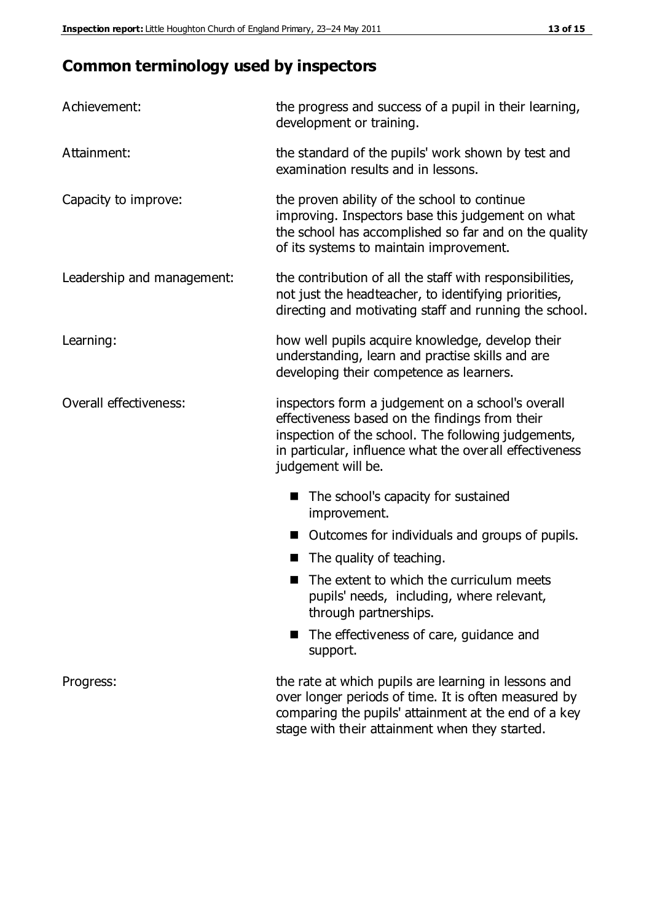## Common terminology used by inspectors

**Achievement:** the progress and success of a pupil in their learning, development or training.

**Attainment:** the standard of the pupils' work shown by test and examination results and in lessons.

**Capacity to improve:** the proven ability of the school to continue improving. Inspectors base this judgement on what the school has accomplished so far and on the quality of its systems to maintain improvement.

**Leadership and management:** the contribution of all the staff with responsibilities, not just the headteacher, to identifying priorities, directing and motivating staff and running the school.

**Learning:** how well pupils acquire knowledge, develop their understanding, learn and practise skills and are developing their competence as learners.

**Overall effectiveness:** inspectors form a judgement on a school's overall effectiveness based on the findings from their inspection of the school. The following judgements, in particular, influence what the overall effectiveness judgement will be.

- The school's capacity for sustained improvement.
- Outcomes for individuals and groups of pupils.
- The quality of teaching.
- The extent to which the curriculum meets pupils' needs, including, where relevant, through partnerships.
- The effectiveness of care, guidance and support.

**Progress:** the rate at which pupils are learning in lessons and over longer periods of time. It is often measured by comparing the pupils' attainment at the end of a key stage with their attainment when they started.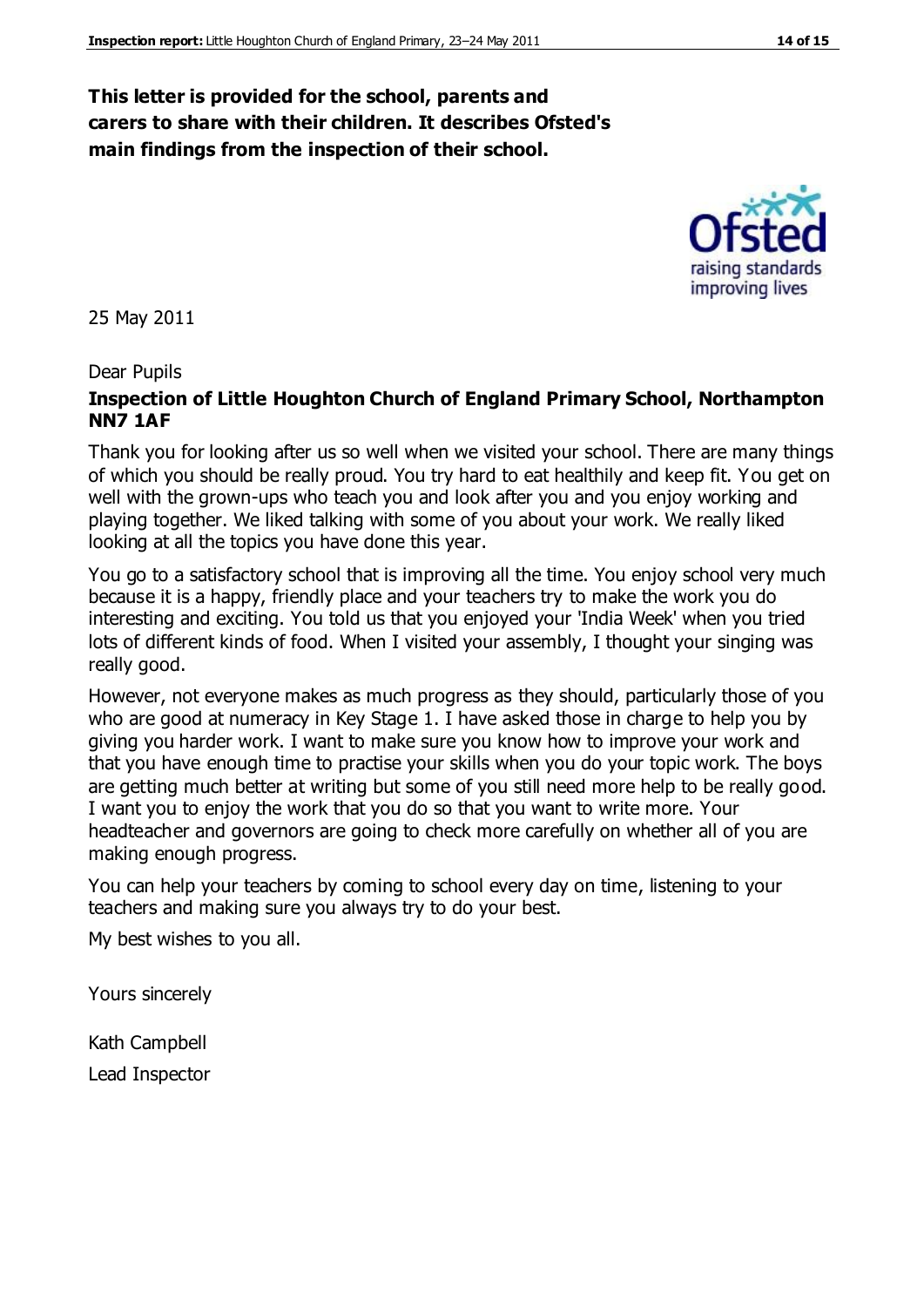**This letter is provided for the school, parents and carers to share with their children. It describes Ofsted's main findings from the inspection of their school.**

25 May 2011

Dear Pupils

**Inspection of Little Houghton Church of England Primary School, Northampton NN7 1AF**

Thank you for looking after us so well when we visited your school. There are many things of which you should be really proud. You try hard to eat healthily and keep fit. You get on well with the grown-ups who teach you and look after you and you enjoy working and playing together. We liked talking with some of you about your work. We really liked looking at all the topics you have done this year.

You go to a satisfactory school that is improving all the time. You enjoy school very much because it is a happy, friendly place and your teachers try to make the work you do interesting and exciting. You told us that you enjoyed your 'India Week' when you tried lots of different kinds of food. When I visited your assembly, I thought your singing was really good.

However, not everyone makes as much progress as they should, particularly those of you who are good at numeracy in Key Stage 1. I have asked those in charge to help you by giving you harder work. I want to make sure you know how to improve your work and that you have enough time to practise your skills when you do your topic work. The boys are getting much better at writing but some of you still need more help to be really good. I want you to enjoy the work that you do so that you want to write more. Your headteacher and governors are going to check more carefully on whether all of you are making enough progress.

You can help your teachers by coming to school every day on time, listening to your teachers and making sure you always try to do your best.

My best wishes to you all.

Yours sincerely

Kath Campbell

Lead Inspector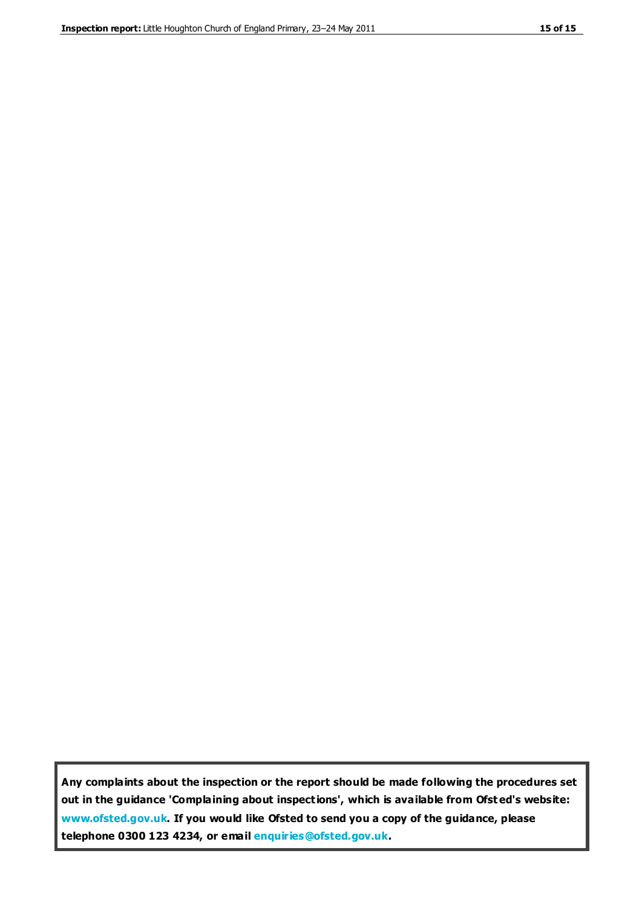**Any complaints about the inspection or the report should be made following the procedures set out in the guidance 'Complaining about inspections', which is available from Ofsted's website: www.ofsted.gov.uk. If you would like Ofsted to send you a copy of the guidance, please telephone 0300 123 4234, or email enquiries@ofsted.gov.uk.**